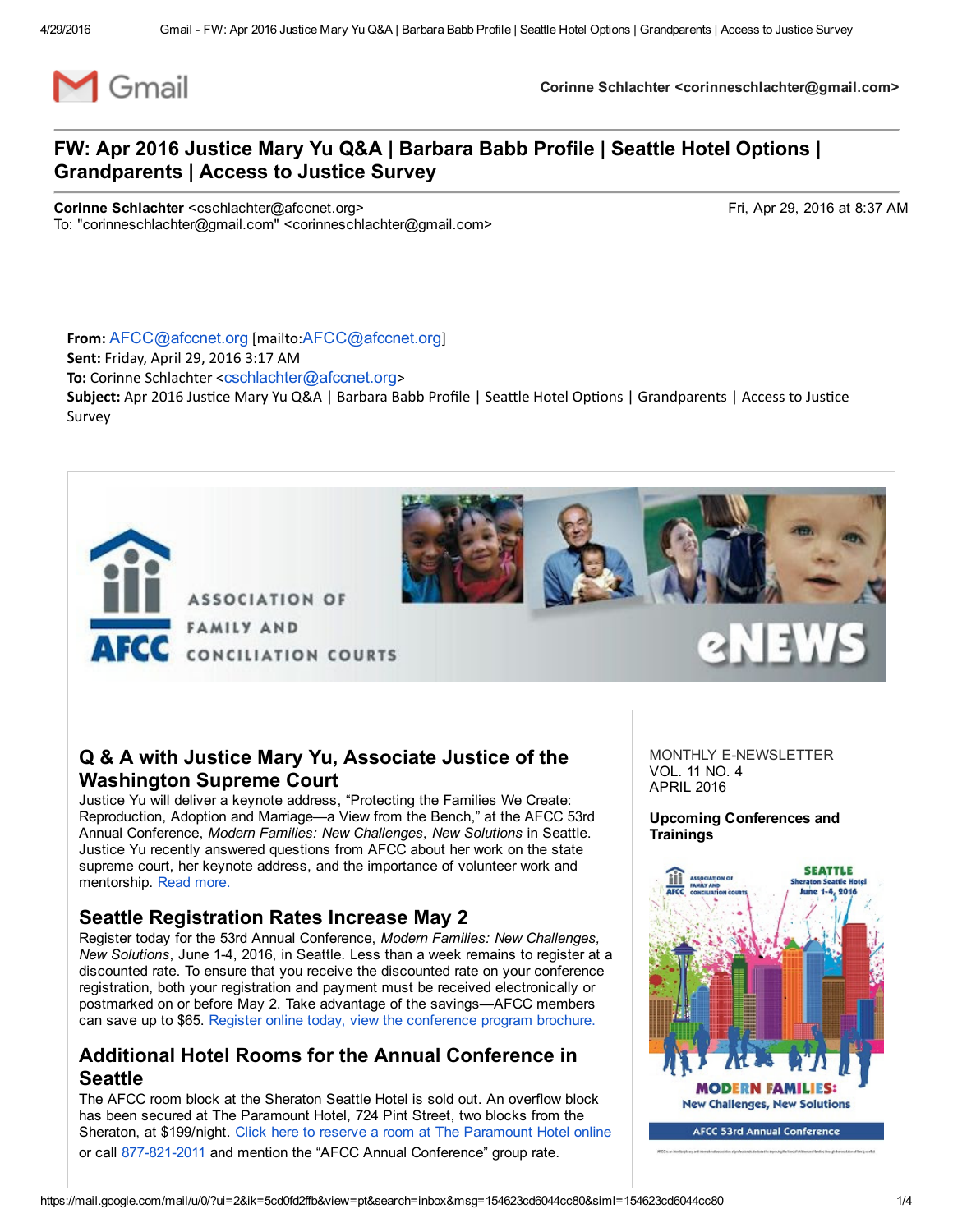Corinne Schlachter <corinneschlachter@gmail.com>

# FW: Apr 2016 Justice Mary Yu Q&A | Barbara Babb Profile | Seattle Hotel Options | Grandparents | Access to Justice Survey

**Corinne Schlachter** <cschlachter@afccnet.org>
To: "corinneschlachter@gmail.com" <corinneschlachter@gmail.com>

Fri, Apr 29, 2016 at 8:37 AM

**From:** AFCC@afccnet.org [mailto:AFCC@afccnet.org]
**Sent:** Friday, April 29, 2016 3:17 AM
**To:** Corinne Schlachter <cschlachter@afccnet.org>
**Subject:** Apr 2016 Justice Mary Yu Q&A | Barbara Babb Profile | Seattle Hotel Options | Grandparents | Access to Justice Survey

ASSOCIATION OF FAMILY AND CONCILIATION COURTS

AFCC eNEWS

MONTHLY E-NEWSLETTER
VOL. 11 NO. 4
APRIL 2016

## Q & A with Justice Mary Yu, Associate Justice of the Washington Supreme Court

Justice Yu will deliver a keynote address, "Protecting the Families We Create: Reproduction, Adoption and Marriage—a View from the Bench," at the AFCC 53rd Annual Conference, *Modern Families: New Challenges, New Solutions* in Seattle. Justice Yu recently answered questions from AFCC about her work on the state supreme court, her keynote address, and the importance of volunteer work and mentorship. Read more.

## Seattle Registration Rates Increase May 2

Register today for the 53rd Annual Conference, *Modern Families: New Challenges, New Solutions*, June 1-4, 2016, in Seattle. Less than a week remains to register at a discounted rate. To ensure that you receive the discounted rate on your conference registration, both your registration and payment must be received electronically or postmarked on or before May 2. Take advantage of the savings—AFCC members can save up to $65. Register online today, view the conference program brochure.

## Additional Hotel Rooms for the Annual Conference in Seattle

The AFCC room block at the Sheraton Seattle Hotel is sold out. An overflow block has been secured at The Paramount Hotel, 724 Pint Street, two blocks from the Sheraton, at $199/night. Click here to reserve a room at The Paramount Hotel online or call 877-821-2011 and mention the "AFCC Annual Conference" group rate.

**Upcoming Conferences and Trainings**

SEATTLE
Sheraton Seattle Hotel
June 1-4, 2016

MODERN FAMILIES: New Challenges, New Solutions

AFCC 53rd Annual Conference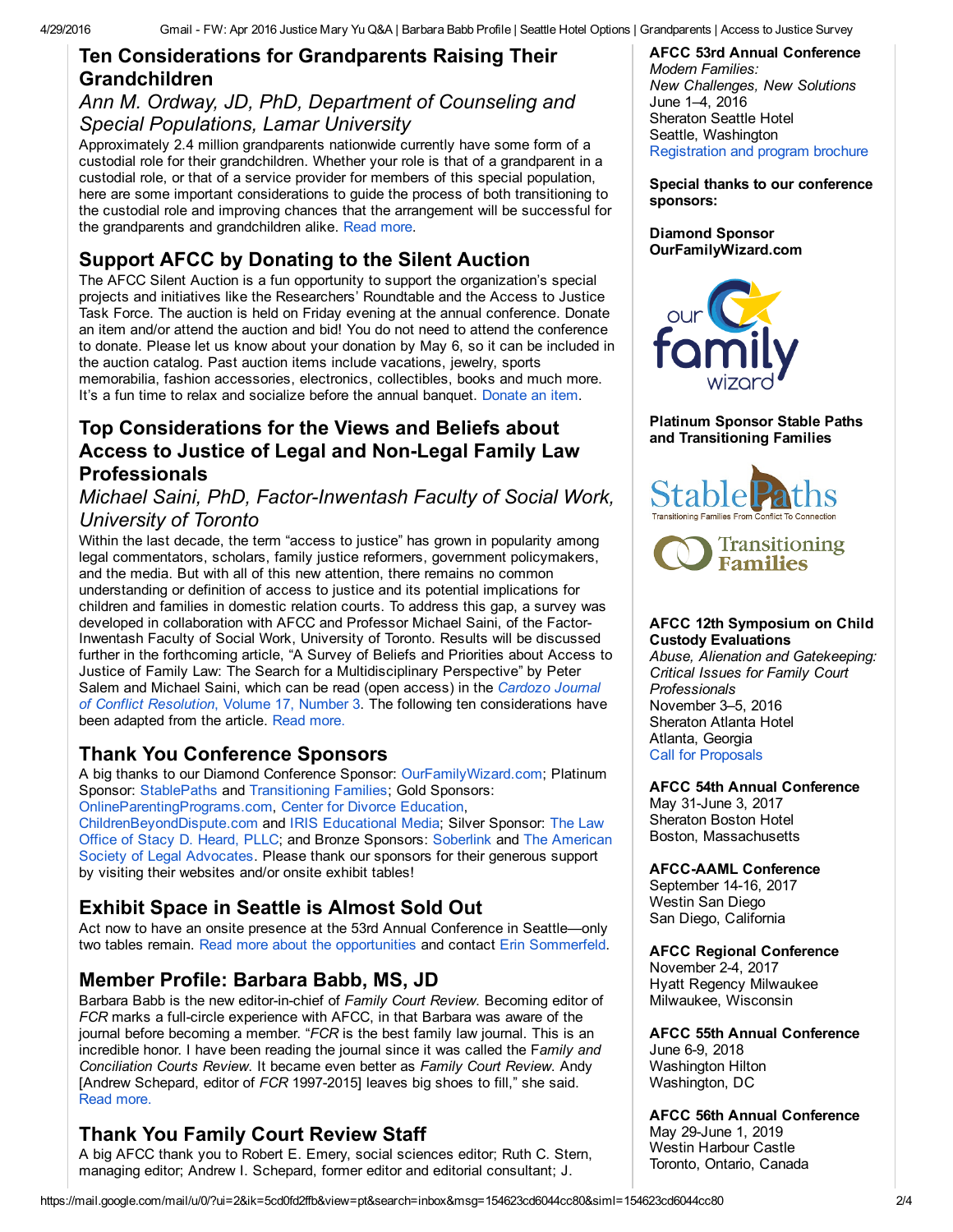## Ten Considerations for Grandparents Raising Their Grandchildren

### *Ann M. Ordway, JD, PhD, Department of Counseling and Special Populations, Lamar University*

Approximately 2.4 million grandparents nationwide currently have some form of a custodial role for their grandchildren. Whether your role is that of a grandparent in a custodial role, or that of a service provider for members of this special population, here are some important considerations to guide the process of both transitioning to the custodial role and improving chances that the arrangement will be successful for the grandparents and grandchildren alike. Read more.

## Support AFCC by Donating to the Silent Auction

The AFCC Silent Auction is a fun opportunity to support the organization's special projects and initiatives like the Researchers' Roundtable and the Access to Justice Task Force. The auction is held on Friday evening at the annual conference. Donate an item and/or attend the auction and bid! You do not need to attend the conference to donate. Please let us know about your donation by May 6, so it can be included in the auction catalog. Past auction items include vacations, jewelry, sports memorabilia, fashion accessories, electronics, collectibles, books and much more. It's a fun time to relax and socialize before the annual banquet. Donate an item.

## Top Considerations for the Views and Beliefs about Access to Justice of Legal and Non-Legal Family Law Professionals

### *Michael Saini, PhD, Factor-Inwentash Faculty of Social Work, University of Toronto*

Within the last decade, the term "access to justice" has grown in popularity among legal commentators, scholars, family justice reformers, government policymakers, and the media. But with all of this new attention, there remains no common understanding or definition of access to justice and its potential implications for children and families in domestic relation courts. To address this gap, a survey was developed in collaboration with AFCC and Professor Michael Saini, of the Factor-Inwentash Faculty of Social Work, University of Toronto. Results will be discussed further in the forthcoming article, "A Survey of Beliefs and Priorities about Access to Justice of Family Law: The Search for a Multidisciplinary Perspective" by Peter Salem and Michael Saini, which can be read (open access) in the *Cardozo Journal of Conflict Resolution*, Volume 17, Number 3. The following ten considerations have been adapted from the article. Read more.

## Thank You Conference Sponsors

A big thanks to our Diamond Conference Sponsor: OurFamilyWizard.com; Platinum Sponsor: StablePaths and Transitioning Families; Gold Sponsors: OnlineParentingPrograms.com, Center for Divorce Education, ChildrenBeyondDispute.com and IRIS Educational Media; Silver Sponsor: The Law Office of Stacy D. Heard, PLLC; and Bronze Sponsors: Soberlink and The American Society of Legal Advocates. Please thank our sponsors for their generous support by visiting their websites and/or onsite exhibit tables!

## Exhibit Space in Seattle is Almost Sold Out

Act now to have an onsite presence at the 53rd Annual Conference in Seattle—only two tables remain. Read more about the opportunities and contact Erin Sommerfeld.

## Member Profile: Barbara Babb, MS, JD

Barbara Babb is the new editor-in-chief of *Family Court Review*. Becoming editor of *FCR* marks a full-circle experience with AFCC, in that Barbara was aware of the journal before becoming a member. "*FCR* is the best family law journal. This is an incredible honor. I have been reading the journal since it was called the *Family and Conciliation Courts Review*. It became even better as *Family Court Review*. Andy [Andrew Schepard, editor of *FCR* 1997-2015] leaves big shoes to fill," she said. Read more.

## Thank You Family Court Review Staff

A big AFCC thank you to Robert E. Emery, social sciences editor; Ruth C. Stern, managing editor; Andrew I. Schepard, former editor and editorial consultant; J.

**AFCC 53rd Annual Conference**
*Modern Families: New Challenges, New Solutions*
June 1–4, 2016
Sheraton Seattle Hotel
Seattle, Washington
Registration and program brochure

**Special thanks to our conference sponsors:**

**Diamond Sponsor OurFamilyWizard.com**

**Platinum Sponsor Stable Paths and Transitioning Families**

**AFCC 12th Symposium on Child Custody Evaluations**
*Abuse, Alienation and Gatekeeping: Critical Issues for Family Court Professionals*
November 3–5, 2016
Sheraton Atlanta Hotel
Atlanta, Georgia
Call for Proposals

**AFCC 54th Annual Conference**
May 31-June 3, 2017
Sheraton Boston Hotel
Boston, Massachusetts

**AFCC-AAML Conference**
September 14-16, 2017
Westin San Diego
San Diego, California

**AFCC Regional Conference**
November 2-4, 2017
Hyatt Regency Milwaukee
Milwaukee, Wisconsin

**AFCC 55th Annual Conference**
June 6-9, 2018
Washington Hilton
Washington, DC

**AFCC 56th Annual Conference**
May 29-June 1, 2019
Westin Harbour Castle
Toronto, Ontario, Canada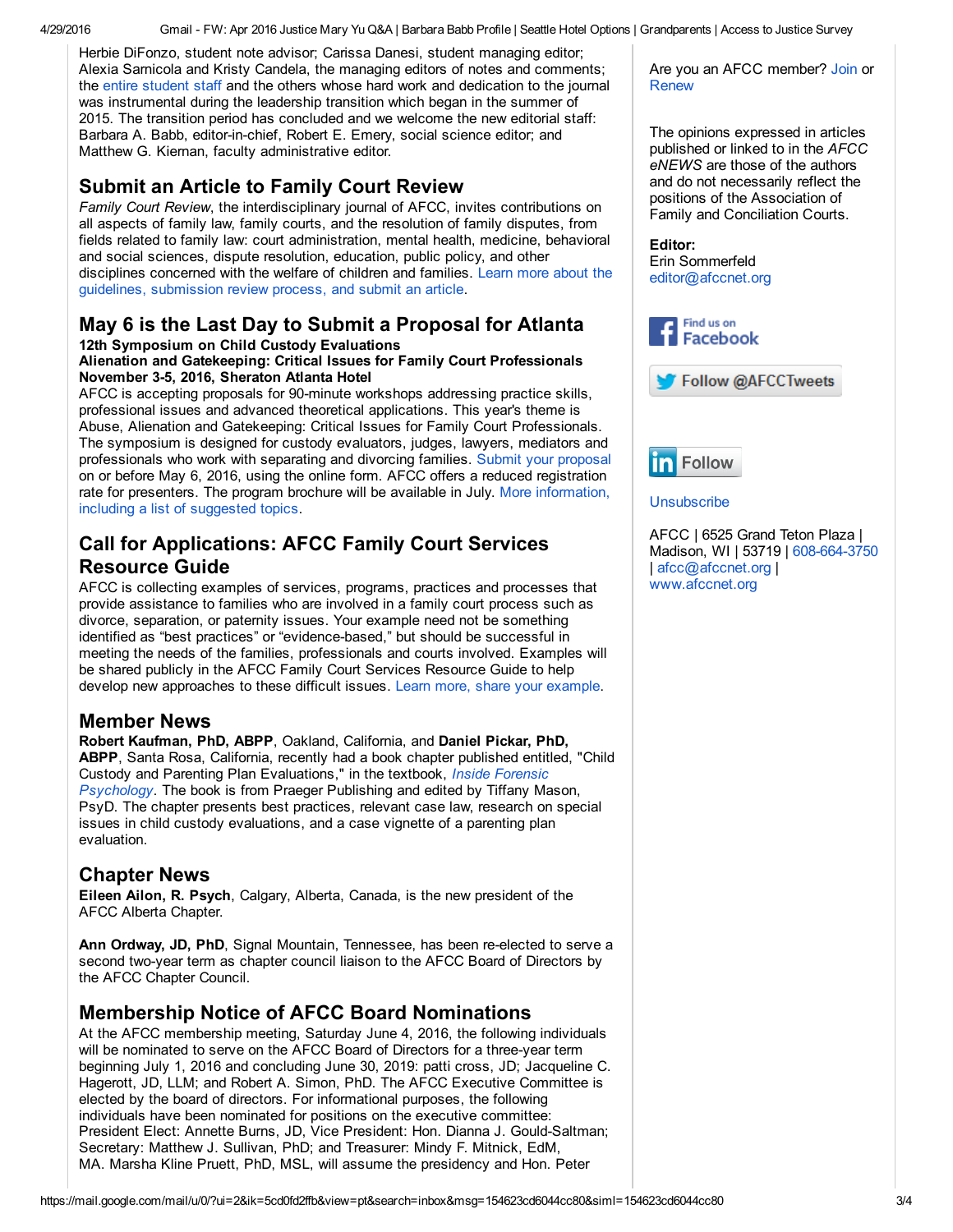Herbie DiFonzo, student note advisor; Carissa Danesi, student managing editor; Alexia Sarnicola and Kristy Candela, the managing editors of notes and comments; the entire student staff and the others whose hard work and dedication to the journal was instrumental during the leadership transition which began in the summer of 2015. The transition period has concluded and we welcome the new editorial staff: Barbara A. Babb, editor-in-chief, Robert E. Emery, social science editor; and Matthew G. Kiernan, faculty administrative editor.

## Submit an Article to Family Court Review

*Family Court Review*, the interdisciplinary journal of AFCC, invites contributions on all aspects of family law, family courts, and the resolution of family disputes, from fields related to family law: court administration, mental health, medicine, behavioral and social sciences, dispute resolution, education, public policy, and other disciplines concerned with the welfare of children and families. Learn more about the guidelines, submission review process, and submit an article.

## May 6 is the Last Day to Submit a Proposal for Atlanta

**12th Symposium on Child Custody Evaluations**
**Alienation and Gatekeeping: Critical Issues for Family Court Professionals**
**November 3-5, 2016, Sheraton Atlanta Hotel**

AFCC is accepting proposals for 90-minute workshops addressing practice skills, professional issues and advanced theoretical applications. This year's theme is Abuse, Alienation and Gatekeeping: Critical Issues for Family Court Professionals. The symposium is designed for custody evaluators, judges, lawyers, mediators and professionals who work with separating and divorcing families. Submit your proposal on or before May 6, 2016, using the online form. AFCC offers a reduced registration rate for presenters. The program brochure will be available in July. More information, including a list of suggested topics.

## Call for Applications: AFCC Family Court Services Resource Guide

AFCC is collecting examples of services, programs, practices and processes that provide assistance to families who are involved in a family court process such as divorce, separation, or paternity issues. Your example need not be something identified as "best practices" or "evidence-based," but should be successful in meeting the needs of the families, professionals and courts involved. Examples will be shared publicly in the AFCC Family Court Services Resource Guide to help develop new approaches to these difficult issues. Learn more, share your example.

## Member News

**Robert Kaufman, PhD, ABPP**, Oakland, California, and **Daniel Pickar, PhD, ABPP**, Santa Rosa, California, recently had a book chapter published entitled, "Child Custody and Parenting Plan Evaluations," in the textbook, *Inside Forensic Psychology*. The book is from Praeger Publishing and edited by Tiffany Mason, PsyD. The chapter presents best practices, relevant case law, research on special issues in child custody evaluations, and a case vignette of a parenting plan evaluation.

## Chapter News

**Eileen Ailon, R. Psych**, Calgary, Alberta, Canada, is the new president of the AFCC Alberta Chapter.

**Ann Ordway, JD, PhD**, Signal Mountain, Tennessee, has been re-elected to serve a second two-year term as chapter council liaison to the AFCC Board of Directors by the AFCC Chapter Council.

## Membership Notice of AFCC Board Nominations

At the AFCC membership meeting, Saturday June 4, 2016, the following individuals will be nominated to serve on the AFCC Board of Directors for a three-year term beginning July 1, 2016 and concluding June 30, 2019: patti cross, JD; Jacqueline C. Hagerott, JD, LLM; and Robert A. Simon, PhD. The AFCC Executive Committee is elected by the board of directors. For informational purposes, the following individuals have been nominated for positions on the executive committee: President Elect: Annette Burns, JD, Vice President: Hon. Dianna J. Gould-Saltman; Secretary: Matthew J. Sullivan, PhD; and Treasurer: Mindy F. Mitnick, EdM, MA. Marsha Kline Pruett, PhD, MSL, will assume the presidency and Hon. Peter

Are you an AFCC member? Join or Renew

The opinions expressed in articles published or linked to in the *AFCC eNEWS* are those of the authors and do not necessarily reflect the positions of the Association of Family and Conciliation Courts.

**Editor:**
Erin Sommerfeld
editor@afccnet.org

Find us on Facebook

Follow @AFCCTweets

Follow

Unsubscribe

AFCC | 6525 Grand Teton Plaza | Madison, WI | 53719 | 608-664-3750 | afcc@afccnet.org | www.afccnet.org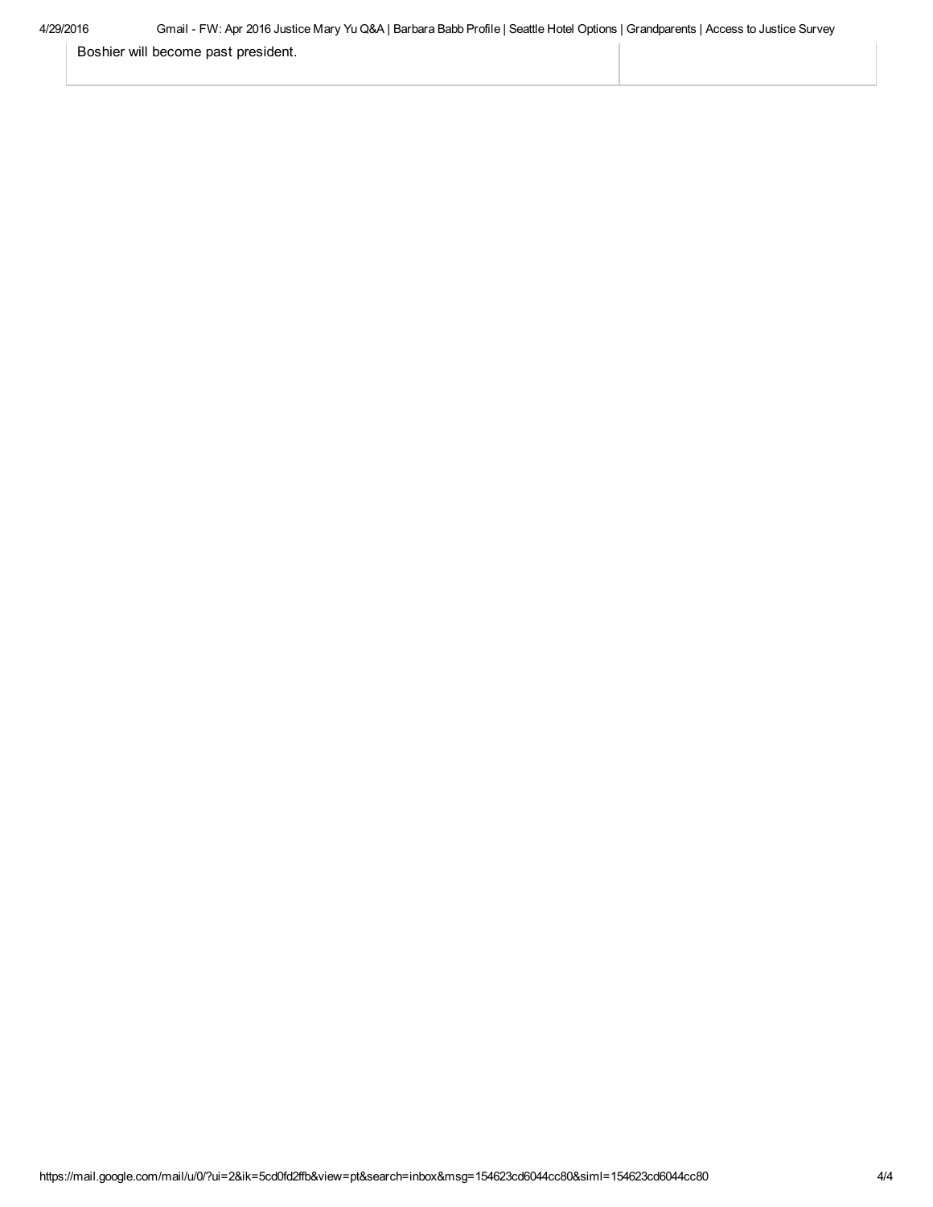Boshier will become past president.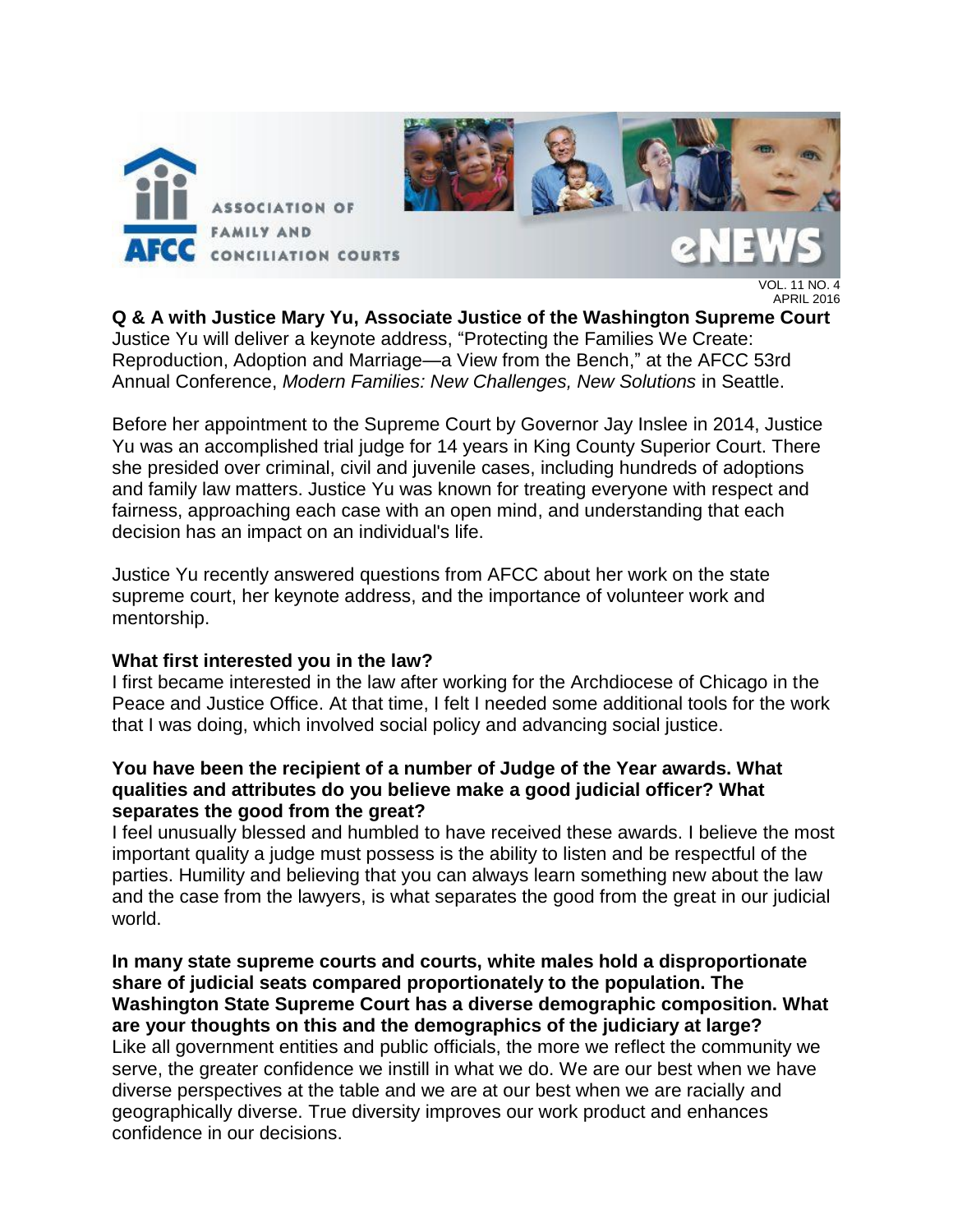## Q & A with Justice Mary Yu, Associate Justice of the Washington Supreme Court

Justice Yu will deliver a keynote address, "Protecting the Families We Create: Reproduction, Adoption and Marriage—a View from the Bench," at the AFCC 53rd Annual Conference, *Modern Families: New Challenges, New Solutions* in Seattle.

Before her appointment to the Supreme Court by Governor Jay Inslee in 2014, Justice Yu was an accomplished trial judge for 14 years in King County Superior Court. There she presided over criminal, civil and juvenile cases, including hundreds of adoptions and family law matters. Justice Yu was known for treating everyone with respect and fairness, approaching each case with an open mind, and understanding that each decision has an impact on an individual's life.

Justice Yu recently answered questions from AFCC about her work on the state supreme court, her keynote address, and the importance of volunteer work and mentorship.

**What first interested you in the law?**

I first became interested in the law after working for the Archdiocese of Chicago in the Peace and Justice Office. At that time, I felt I needed some additional tools for the work that I was doing, which involved social policy and advancing social justice.

**You have been the recipient of a number of Judge of the Year awards. What qualities and attributes do you believe make a good judicial officer? What separates the good from the great?**

I feel unusually blessed and humbled to have received these awards. I believe the most important quality a judge must possess is the ability to listen and be respectful of the parties. Humility and believing that you can always learn something new about the law and the case from the lawyers, is what separates the good from the great in our judicial world.

**In many state supreme courts and courts, white males hold a disproportionate share of judicial seats compared proportionately to the population. The Washington State Supreme Court has a diverse demographic composition. What are your thoughts on this and the demographics of the judiciary at large?**

Like all government entities and public officials, the more we reflect the community we serve, the greater confidence we instill in what we do. We are our best when we have diverse perspectives at the table and we are at our best when we are racially and geographically diverse. True diversity improves our work product and enhances confidence in our decisions.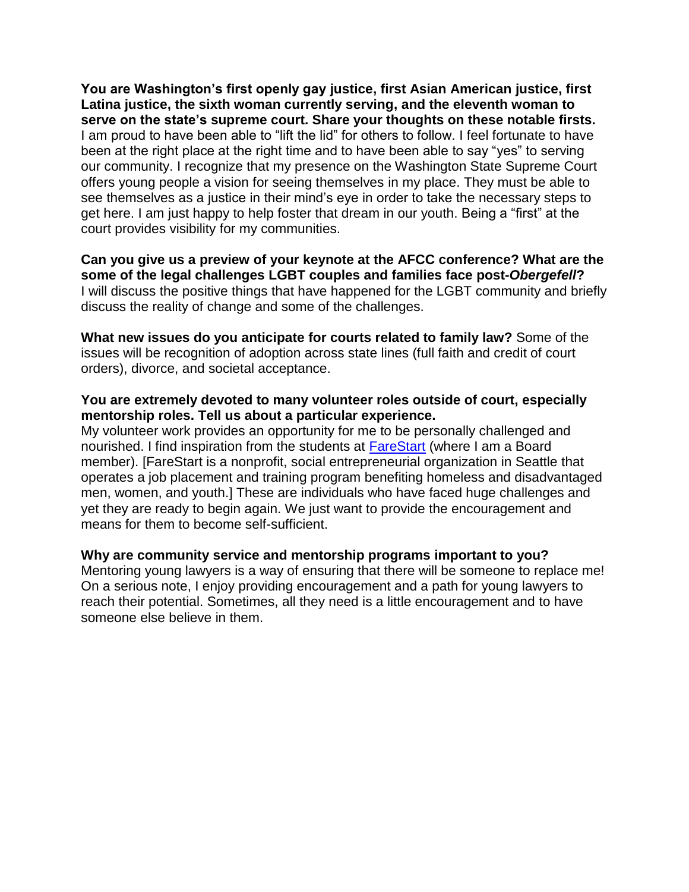**You are Washington's first openly gay justice, first Asian American justice, first Latina justice, the sixth woman currently serving, and the eleventh woman to serve on the state's supreme court. Share your thoughts on these notable firsts.** I am proud to have been able to "lift the lid" for others to follow. I feel fortunate to have been at the right place at the right time and to have been able to say "yes" to serving our community. I recognize that my presence on the Washington State Supreme Court offers young people a vision for seeing themselves in my place. They must be able to see themselves as a justice in their mind's eye in order to take the necessary steps to get here. I am just happy to help foster that dream in our youth. Being a "first" at the court provides visibility for my communities.

**Can you give us a preview of your keynote at the AFCC conference? What are the some of the legal challenges LGBT couples and families face post-*Obergefell*?** I will discuss the positive things that have happened for the LGBT community and briefly discuss the reality of change and some of the challenges.

**What new issues do you anticipate for courts related to family law?** Some of the issues will be recognition of adoption across state lines (full faith and credit of court orders), divorce, and societal acceptance.

**You are extremely devoted to many volunteer roles outside of court, especially mentorship roles. Tell us about a particular experience.** My volunteer work provides an opportunity for me to be personally challenged and nourished. I find inspiration from the students at FareStart (where I am a Board member). [FareStart is a nonprofit, social entrepreneurial organization in Seattle that operates a job placement and training program benefiting homeless and disadvantaged men, women, and youth.] These are individuals who have faced huge challenges and yet they are ready to begin again. We just want to provide the encouragement and means for them to become self-sufficient.

**Why are community service and mentorship programs important to you?** Mentoring young lawyers is a way of ensuring that there will be someone to replace me! On a serious note, I enjoy providing encouragement and a path for young lawyers to reach their potential. Sometimes, all they need is a little encouragement and to have someone else believe in them.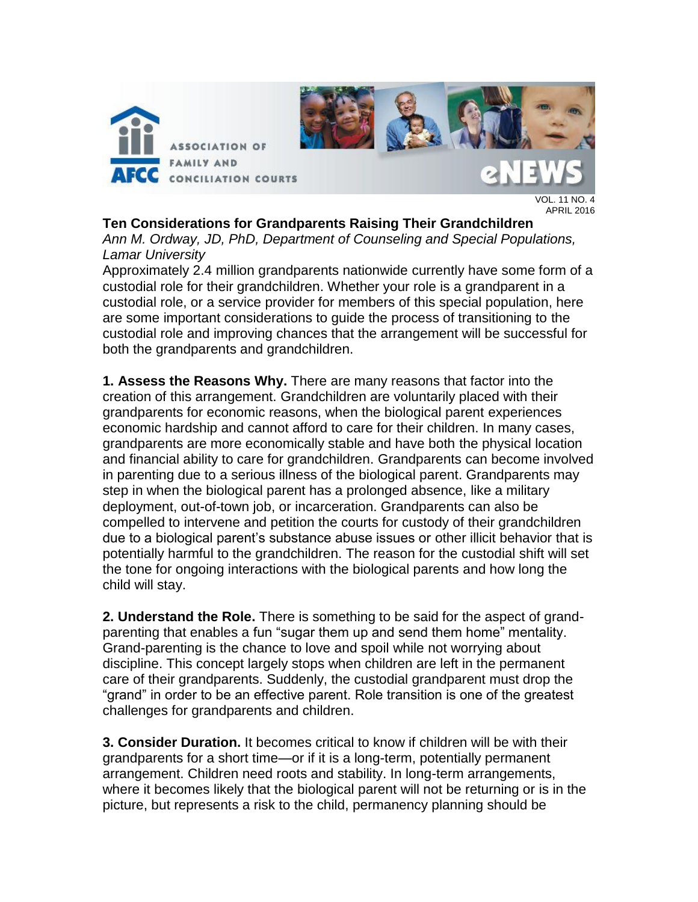VOL. 11 NO. 4
APRIL 2016

**Ten Considerations for Grandparents Raising Their Grandchildren**

*Ann M. Ordway, JD, PhD, Department of Counseling and Special Populations, Lamar University*

Approximately 2.4 million grandparents nationwide currently have some form of a custodial role for their grandchildren. Whether your role is a grandparent in a custodial role, or a service provider for members of this special population, here are some important considerations to guide the process of transitioning to the custodial role and improving chances that the arrangement will be successful for both the grandparents and grandchildren.

**1. Assess the Reasons Why.** There are many reasons that factor into the creation of this arrangement. Grandchildren are voluntarily placed with their grandparents for economic reasons, when the biological parent experiences economic hardship and cannot afford to care for their children. In many cases, grandparents are more economically stable and have both the physical location and financial ability to care for grandchildren. Grandparents can become involved in parenting due to a serious illness of the biological parent. Grandparents may step in when the biological parent has a prolonged absence, like a military deployment, out-of-town job, or incarceration. Grandparents can also be compelled to intervene and petition the courts for custody of their grandchildren due to a biological parent's substance abuse issues or other illicit behavior that is potentially harmful to the grandchildren. The reason for the custodial shift will set the tone for ongoing interactions with the biological parents and how long the child will stay.

**2. Understand the Role.** There is something to be said for the aspect of grand-parenting that enables a fun "sugar them up and send them home" mentality. Grand-parenting is the chance to love and spoil while not worrying about discipline. This concept largely stops when children are left in the permanent care of their grandparents. Suddenly, the custodial grandparent must drop the "grand" in order to be an effective parent. Role transition is one of the greatest challenges for grandparents and children.

**3. Consider Duration.** It becomes critical to know if children will be with their grandparents for a short time—or if it is a long-term, potentially permanent arrangement. Children need roots and stability. In long-term arrangements, where it becomes likely that the biological parent will not be returning or is in the picture, but represents a risk to the child, permanency planning should be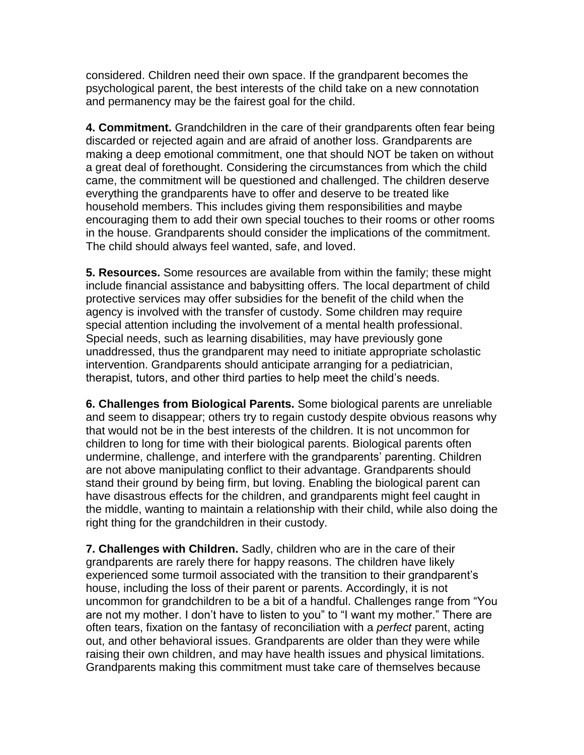considered. Children need their own space. If the grandparent becomes the psychological parent, the best interests of the child take on a new connotation and permanency may be the fairest goal for the child.

**4. Commitment.** Grandchildren in the care of their grandparents often fear being discarded or rejected again and are afraid of another loss. Grandparents are making a deep emotional commitment, one that should NOT be taken on without a great deal of forethought. Considering the circumstances from which the child came, the commitment will be questioned and challenged. The children deserve everything the grandparents have to offer and deserve to be treated like household members. This includes giving them responsibilities and maybe encouraging them to add their own special touches to their rooms or other rooms in the house. Grandparents should consider the implications of the commitment. The child should always feel wanted, safe, and loved.

**5. Resources.** Some resources are available from within the family; these might include financial assistance and babysitting offers. The local department of child protective services may offer subsidies for the benefit of the child when the agency is involved with the transfer of custody. Some children may require special attention including the involvement of a mental health professional. Special needs, such as learning disabilities, may have previously gone unaddressed, thus the grandparent may need to initiate appropriate scholastic intervention. Grandparents should anticipate arranging for a pediatrician, therapist, tutors, and other third parties to help meet the child's needs.

**6. Challenges from Biological Parents.** Some biological parents are unreliable and seem to disappear; others try to regain custody despite obvious reasons why that would not be in the best interests of the children. It is not uncommon for children to long for time with their biological parents. Biological parents often undermine, challenge, and interfere with the grandparents' parenting. Children are not above manipulating conflict to their advantage. Grandparents should stand their ground by being firm, but loving. Enabling the biological parent can have disastrous effects for the children, and grandparents might feel caught in the middle, wanting to maintain a relationship with their child, while also doing the right thing for the grandchildren in their custody.

**7. Challenges with Children.** Sadly, children who are in the care of their grandparents are rarely there for happy reasons. The children have likely experienced some turmoil associated with the transition to their grandparent's house, including the loss of their parent or parents. Accordingly, it is not uncommon for grandchildren to be a bit of a handful. Challenges range from "You are not my mother. I don't have to listen to you" to "I want my mother." There are often tears, fixation on the fantasy of reconciliation with a *perfect* parent, acting out, and other behavioral issues. Grandparents are older than they were while raising their own children, and may have health issues and physical limitations. Grandparents making this commitment must take care of themselves because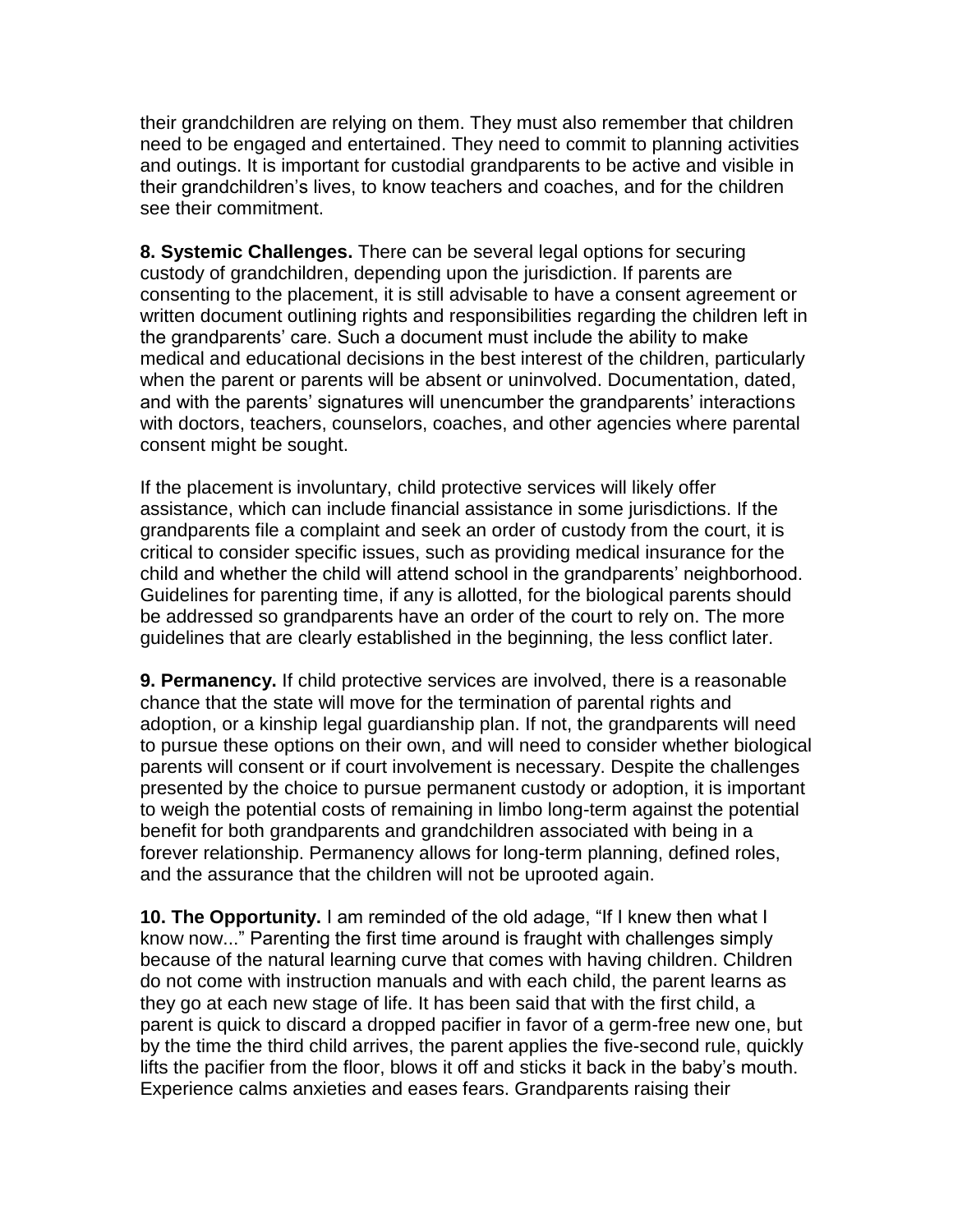their grandchildren are relying on them. They must also remember that children need to be engaged and entertained. They need to commit to planning activities and outings. It is important for custodial grandparents to be active and visible in their grandchildren's lives, to know teachers and coaches, and for the children see their commitment.

**8. Systemic Challenges.** There can be several legal options for securing custody of grandchildren, depending upon the jurisdiction. If parents are consenting to the placement, it is still advisable to have a consent agreement or written document outlining rights and responsibilities regarding the children left in the grandparents' care. Such a document must include the ability to make medical and educational decisions in the best interest of the children, particularly when the parent or parents will be absent or uninvolved. Documentation, dated, and with the parents' signatures will unencumber the grandparents' interactions with doctors, teachers, counselors, coaches, and other agencies where parental consent might be sought.

If the placement is involuntary, child protective services will likely offer assistance, which can include financial assistance in some jurisdictions. If the grandparents file a complaint and seek an order of custody from the court, it is critical to consider specific issues, such as providing medical insurance for the child and whether the child will attend school in the grandparents' neighborhood. Guidelines for parenting time, if any is allotted, for the biological parents should be addressed so grandparents have an order of the court to rely on. The more guidelines that are clearly established in the beginning, the less conflict later.

**9. Permanency.** If child protective services are involved, there is a reasonable chance that the state will move for the termination of parental rights and adoption, or a kinship legal guardianship plan. If not, the grandparents will need to pursue these options on their own, and will need to consider whether biological parents will consent or if court involvement is necessary. Despite the challenges presented by the choice to pursue permanent custody or adoption, it is important to weigh the potential costs of remaining in limbo long-term against the potential benefit for both grandparents and grandchildren associated with being in a forever relationship. Permanency allows for long-term planning, defined roles, and the assurance that the children will not be uprooted again.

**10. The Opportunity.** I am reminded of the old adage, "If I knew then what I know now..." Parenting the first time around is fraught with challenges simply because of the natural learning curve that comes with having children. Children do not come with instruction manuals and with each child, the parent learns as they go at each new stage of life. It has been said that with the first child, a parent is quick to discard a dropped pacifier in favor of a germ-free new one, but by the time the third child arrives, the parent applies the five-second rule, quickly lifts the pacifier from the floor, blows it off and sticks it back in the baby's mouth. Experience calms anxieties and eases fears. Grandparents raising their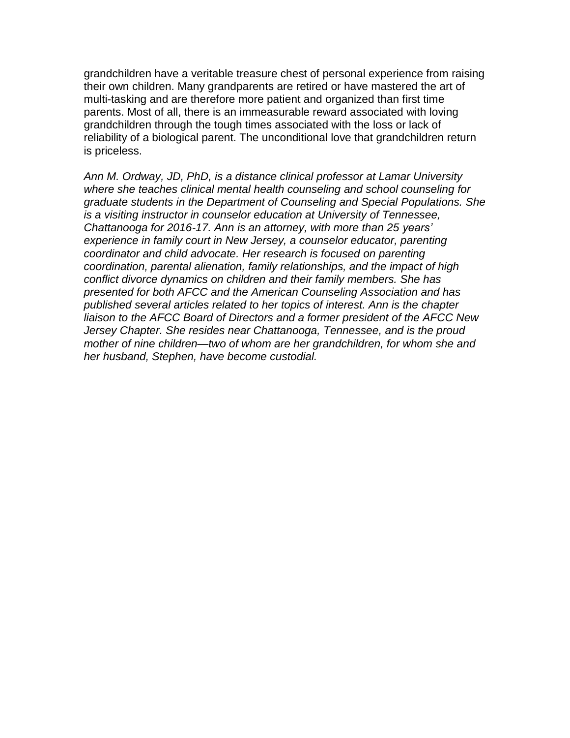grandchildren have a veritable treasure chest of personal experience from raising their own children. Many grandparents are retired or have mastered the art of multi-tasking and are therefore more patient and organized than first time parents. Most of all, there is an immeasurable reward associated with loving grandchildren through the tough times associated with the loss or lack of reliability of a biological parent. The unconditional love that grandchildren return is priceless.

*Ann M. Ordway, JD, PhD, is a distance clinical professor at Lamar University where she teaches clinical mental health counseling and school counseling for graduate students in the Department of Counseling and Special Populations. She is a visiting instructor in counselor education at University of Tennessee, Chattanooga for 2016-17. Ann is an attorney, with more than 25 years' experience in family court in New Jersey, a counselor educator, parenting coordinator and child advocate. Her research is focused on parenting coordination, parental alienation, family relationships, and the impact of high conflict divorce dynamics on children and their family members. She has presented for both AFCC and the American Counseling Association and has published several articles related to her topics of interest. Ann is the chapter liaison to the AFCC Board of Directors and a former president of the AFCC New Jersey Chapter. She resides near Chattanooga, Tennessee, and is the proud mother of nine children—two of whom are her grandchildren, for whom she and her husband, Stephen, have become custodial.*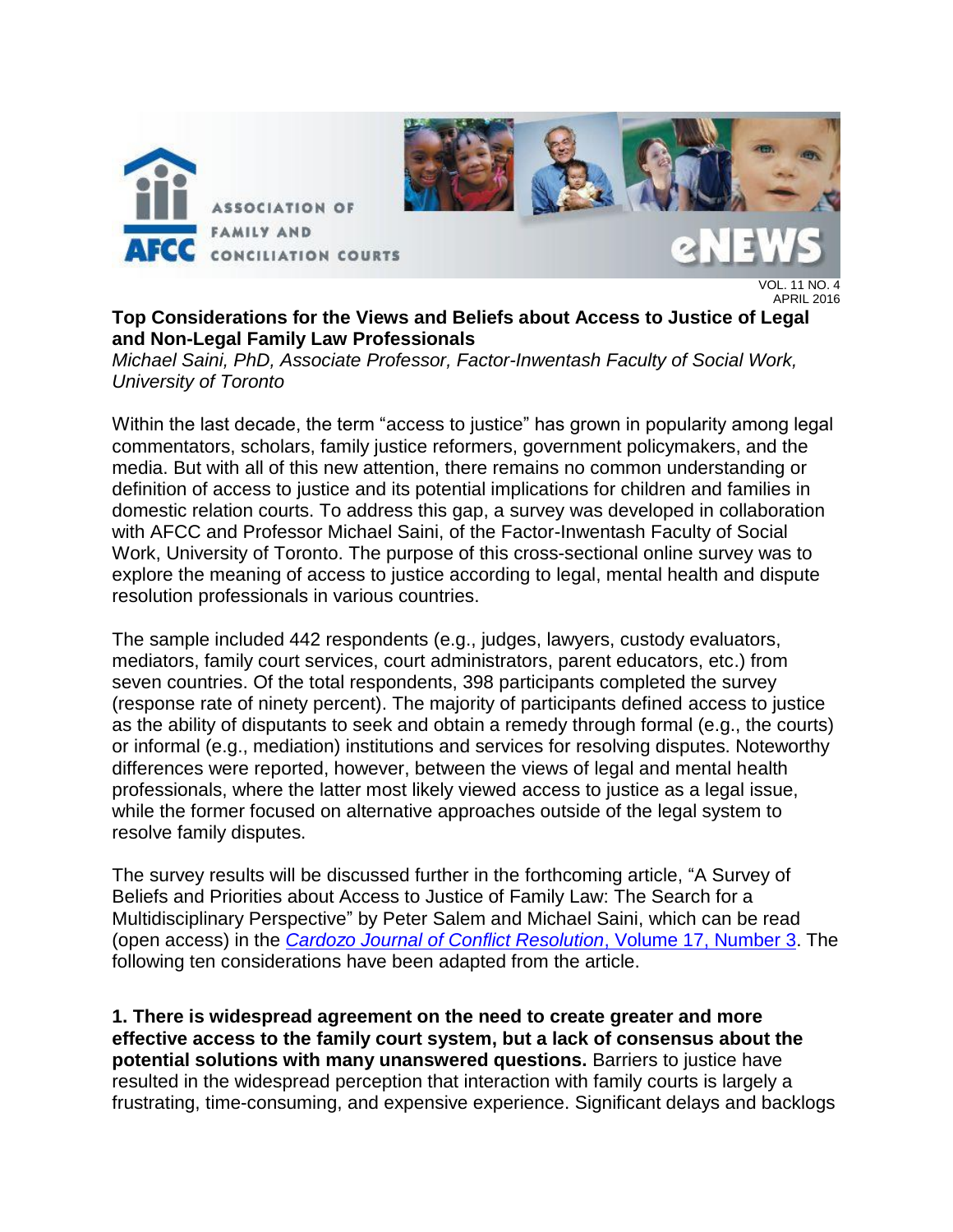VOL. 11 NO. 4
APRIL 2016

## Top Considerations for the Views and Beliefs about Access to Justice of Legal and Non-Legal Family Law Professionals

*Michael Saini, PhD, Associate Professor, Factor-Inwentash Faculty of Social Work, University of Toronto*

Within the last decade, the term "access to justice" has grown in popularity among legal commentators, scholars, family justice reformers, government policymakers, and the media. But with all of this new attention, there remains no common understanding or definition of access to justice and its potential implications for children and families in domestic relation courts. To address this gap, a survey was developed in collaboration with AFCC and Professor Michael Saini, of the Factor-Inwentash Faculty of Social Work, University of Toronto. The purpose of this cross-sectional online survey was to explore the meaning of access to justice according to legal, mental health and dispute resolution professionals in various countries.

The sample included 442 respondents (e.g., judges, lawyers, custody evaluators, mediators, family court services, court administrators, parent educators, etc.) from seven countries. Of the total respondents, 398 participants completed the survey (response rate of ninety percent). The majority of participants defined access to justice as the ability of disputants to seek and obtain a remedy through formal (e.g., the courts) or informal (e.g., mediation) institutions and services for resolving disputes. Noteworthy differences were reported, however, between the views of legal and mental health professionals, where the latter most likely viewed access to justice as a legal issue, while the former focused on alternative approaches outside of the legal system to resolve family disputes.

The survey results will be discussed further in the forthcoming article, "A Survey of Beliefs and Priorities about Access to Justice of Family Law: The Search for a Multidisciplinary Perspective" by Peter Salem and Michael Saini, which can be read (open access) in the *Cardozo Journal of Conflict Resolution*, Volume 17, Number 3. The following ten considerations have been adapted from the article.

**1. There is widespread agreement on the need to create greater and more effective access to the family court system, but a lack of consensus about the potential solutions with many unanswered questions.** Barriers to justice have resulted in the widespread perception that interaction with family courts is largely a frustrating, time-consuming, and expensive experience. Significant delays and backlogs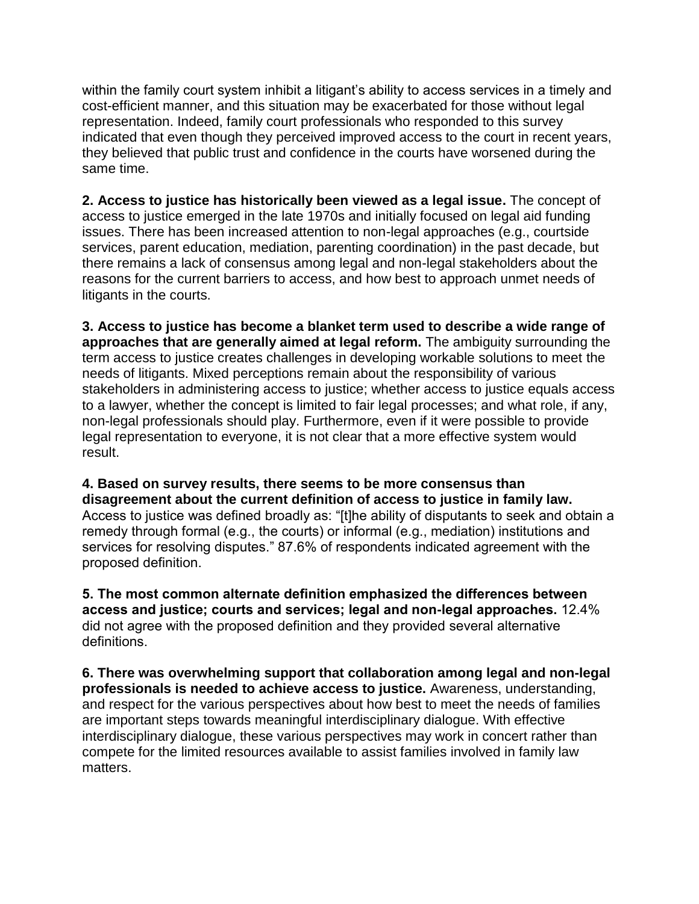within the family court system inhibit a litigant's ability to access services in a timely and cost-efficient manner, and this situation may be exacerbated for those without legal representation. Indeed, family court professionals who responded to this survey indicated that even though they perceived improved access to the court in recent years, they believed that public trust and confidence in the courts have worsened during the same time.

**2. Access to justice has historically been viewed as a legal issue.** The concept of access to justice emerged in the late 1970s and initially focused on legal aid funding issues. There has been increased attention to non-legal approaches (e.g., courtside services, parent education, mediation, parenting coordination) in the past decade, but there remains a lack of consensus among legal and non-legal stakeholders about the reasons for the current barriers to access, and how best to approach unmet needs of litigants in the courts.

**3. Access to justice has become a blanket term used to describe a wide range of approaches that are generally aimed at legal reform.** The ambiguity surrounding the term access to justice creates challenges in developing workable solutions to meet the needs of litigants. Mixed perceptions remain about the responsibility of various stakeholders in administering access to justice; whether access to justice equals access to a lawyer, whether the concept is limited to fair legal processes; and what role, if any, non-legal professionals should play. Furthermore, even if it were possible to provide legal representation to everyone, it is not clear that a more effective system would result.

**4. Based on survey results, there seems to be more consensus than disagreement about the current definition of access to justice in family law.** Access to justice was defined broadly as: "[t]he ability of disputants to seek and obtain a remedy through formal (e.g., the courts) or informal (e.g., mediation) institutions and services for resolving disputes." 87.6% of respondents indicated agreement with the proposed definition.

**5. The most common alternate definition emphasized the differences between access and justice; courts and services; legal and non-legal approaches.** 12.4% did not agree with the proposed definition and they provided several alternative definitions.

**6. There was overwhelming support that collaboration among legal and non-legal professionals is needed to achieve access to justice.** Awareness, understanding, and respect for the various perspectives about how best to meet the needs of families are important steps towards meaningful interdisciplinary dialogue. With effective interdisciplinary dialogue, these various perspectives may work in concert rather than compete for the limited resources available to assist families involved in family law matters.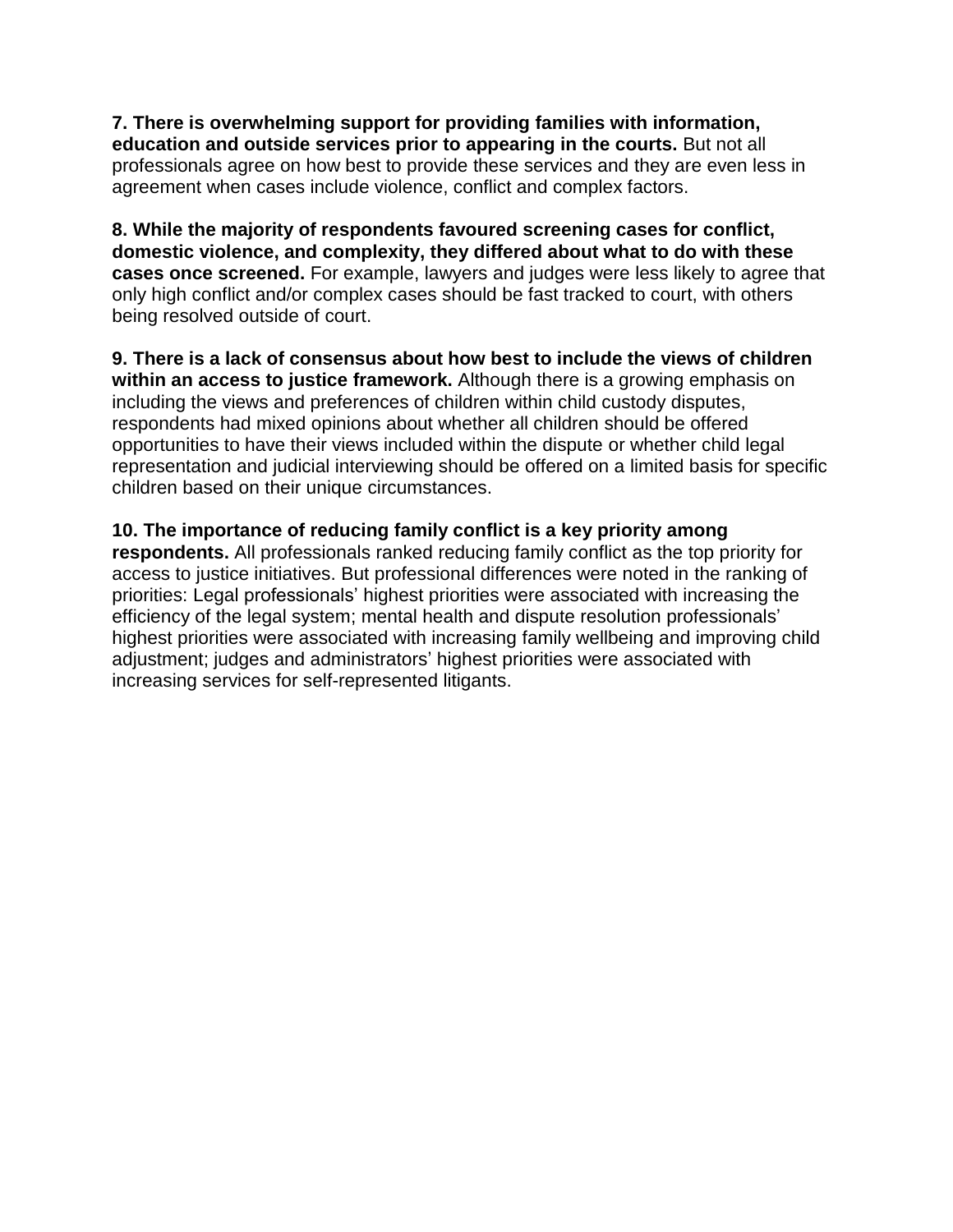**7. There is overwhelming support for providing families with information, education and outside services prior to appearing in the courts.** But not all professionals agree on how best to provide these services and they are even less in agreement when cases include violence, conflict and complex factors.

**8. While the majority of respondents favoured screening cases for conflict, domestic violence, and complexity, they differed about what to do with these cases once screened.** For example, lawyers and judges were less likely to agree that only high conflict and/or complex cases should be fast tracked to court, with others being resolved outside of court.

**9. There is a lack of consensus about how best to include the views of children within an access to justice framework.** Although there is a growing emphasis on including the views and preferences of children within child custody disputes, respondents had mixed opinions about whether all children should be offered opportunities to have their views included within the dispute or whether child legal representation and judicial interviewing should be offered on a limited basis for specific children based on their unique circumstances.

**10. The importance of reducing family conflict is a key priority among respondents.** All professionals ranked reducing family conflict as the top priority for access to justice initiatives. But professional differences were noted in the ranking of priorities: Legal professionals' highest priorities were associated with increasing the efficiency of the legal system; mental health and dispute resolution professionals' highest priorities were associated with increasing family wellbeing and improving child adjustment; judges and administrators' highest priorities were associated with increasing services for self-represented litigants.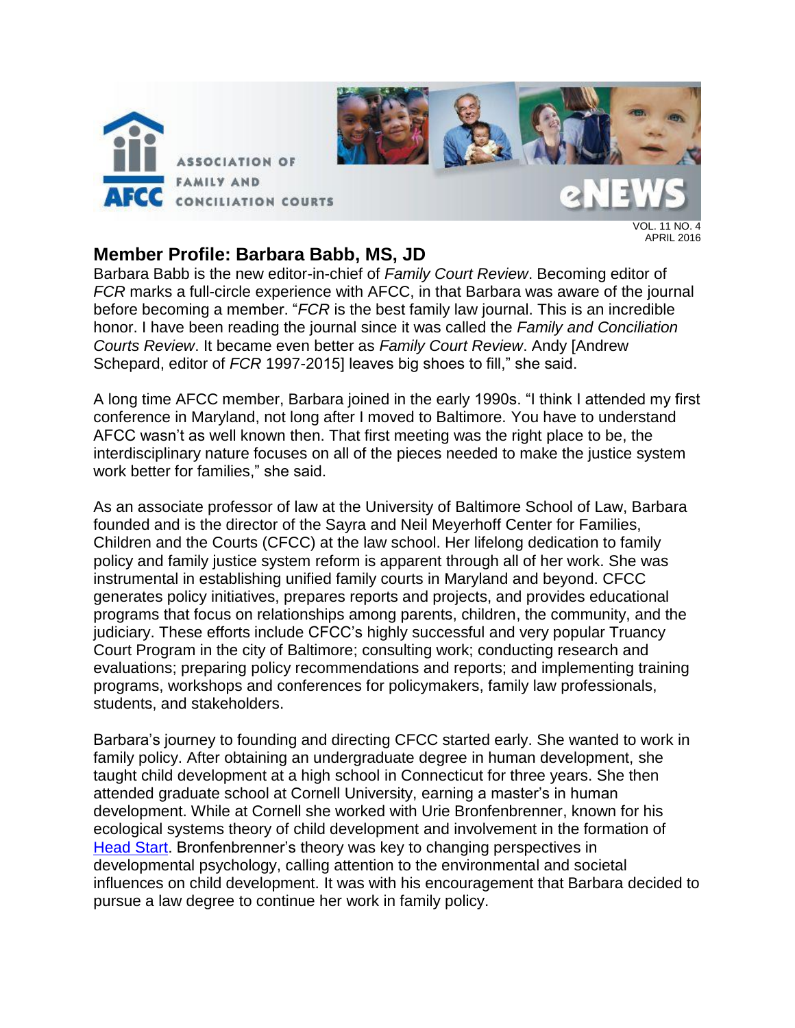## Member Profile: Barbara Babb, MS, JD

Barbara Babb is the new editor-in-chief of *Family Court Review*. Becoming editor of *FCR* marks a full-circle experience with AFCC, in that Barbara was aware of the journal before becoming a member. "*FCR* is the best family law journal. This is an incredible honor. I have been reading the journal since it was called the *Family and Conciliation Courts Review*. It became even better as *Family Court Review*. Andy [Andrew Schepard, editor of *FCR* 1997-2015] leaves big shoes to fill," she said.

A long time AFCC member, Barbara joined in the early 1990s. "I think I attended my first conference in Maryland, not long after I moved to Baltimore. You have to understand AFCC wasn't as well known then. That first meeting was the right place to be, the interdisciplinary nature focuses on all of the pieces needed to make the justice system work better for families," she said.

As an associate professor of law at the University of Baltimore School of Law, Barbara founded and is the director of the Sayra and Neil Meyerhoff Center for Families, Children and the Courts (CFCC) at the law school. Her lifelong dedication to family policy and family justice system reform is apparent through all of her work. She was instrumental in establishing unified family courts in Maryland and beyond. CFCC generates policy initiatives, prepares reports and projects, and provides educational programs that focus on relationships among parents, children, the community, and the judiciary. These efforts include CFCC's highly successful and very popular Truancy Court Program in the city of Baltimore; consulting work; conducting research and evaluations; preparing policy recommendations and reports; and implementing training programs, workshops and conferences for policymakers, family law professionals, students, and stakeholders.

Barbara's journey to founding and directing CFCC started early. She wanted to work in family policy. After obtaining an undergraduate degree in human development, she taught child development at a high school in Connecticut for three years. She then attended graduate school at Cornell University, earning a master's in human development. While at Cornell she worked with Urie Bronfenbrenner, known for his ecological systems theory of child development and involvement in the formation of Head Start. Bronfenbrenner's theory was key to changing perspectives in developmental psychology, calling attention to the environmental and societal influences on child development. It was with his encouragement that Barbara decided to pursue a law degree to continue her work in family policy.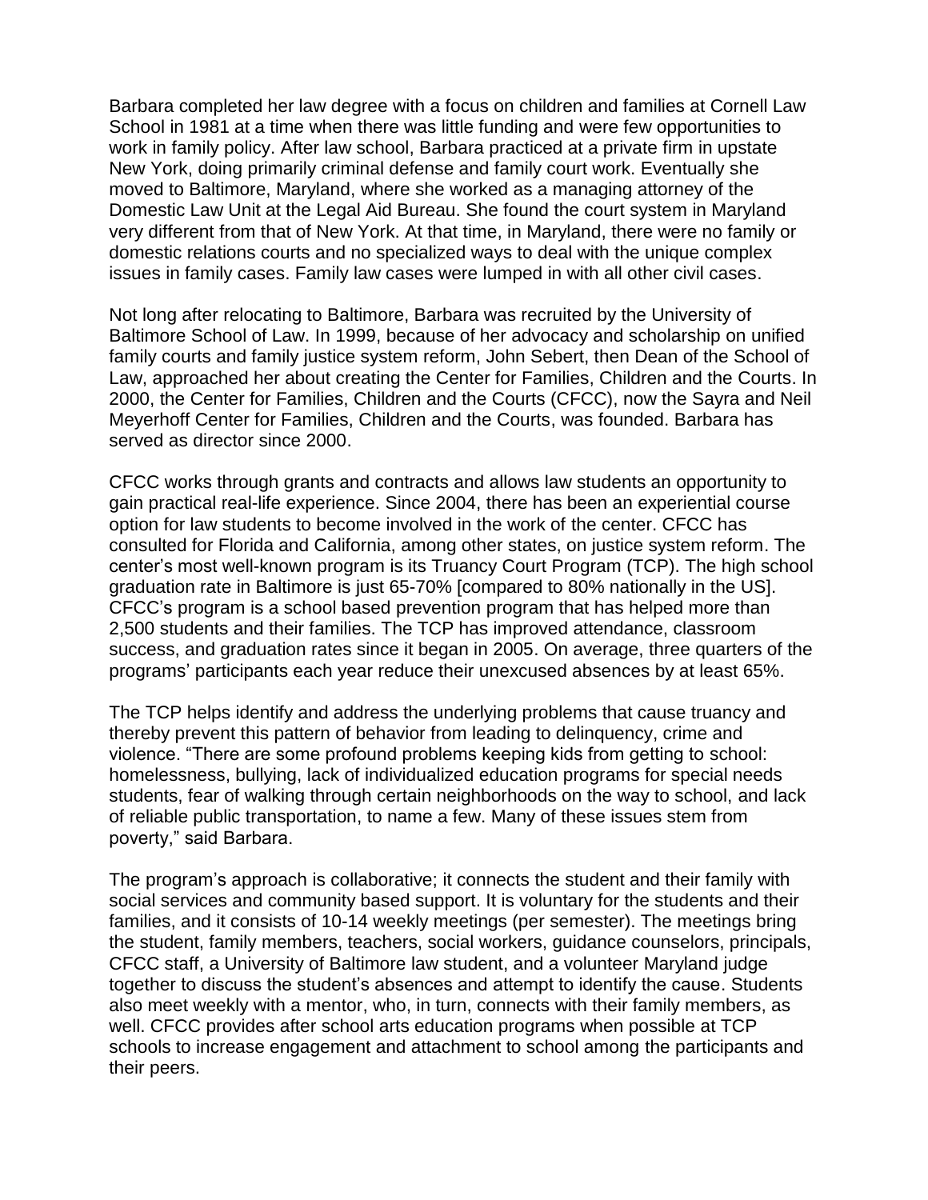Barbara completed her law degree with a focus on children and families at Cornell Law School in 1981 at a time when there was little funding and were few opportunities to work in family policy. After law school, Barbara practiced at a private firm in upstate New York, doing primarily criminal defense and family court work. Eventually she moved to Baltimore, Maryland, where she worked as a managing attorney of the Domestic Law Unit at the Legal Aid Bureau. She found the court system in Maryland very different from that of New York. At that time, in Maryland, there were no family or domestic relations courts and no specialized ways to deal with the unique complex issues in family cases. Family law cases were lumped in with all other civil cases.

Not long after relocating to Baltimore, Barbara was recruited by the University of Baltimore School of Law. In 1999, because of her advocacy and scholarship on unified family courts and family justice system reform, John Sebert, then Dean of the School of Law, approached her about creating the Center for Families, Children and the Courts. In 2000, the Center for Families, Children and the Courts (CFCC), now the Sayra and Neil Meyerhoff Center for Families, Children and the Courts, was founded. Barbara has served as director since 2000.

CFCC works through grants and contracts and allows law students an opportunity to gain practical real-life experience. Since 2004, there has been an experiential course option for law students to become involved in the work of the center. CFCC has consulted for Florida and California, among other states, on justice system reform. The center's most well-known program is its Truancy Court Program (TCP). The high school graduation rate in Baltimore is just 65-70% [compared to 80% nationally in the US]. CFCC's program is a school based prevention program that has helped more than 2,500 students and their families. The TCP has improved attendance, classroom success, and graduation rates since it began in 2005. On average, three quarters of the programs' participants each year reduce their unexcused absences by at least 65%.

The TCP helps identify and address the underlying problems that cause truancy and thereby prevent this pattern of behavior from leading to delinquency, crime and violence. "There are some profound problems keeping kids from getting to school: homelessness, bullying, lack of individualized education programs for special needs students, fear of walking through certain neighborhoods on the way to school, and lack of reliable public transportation, to name a few. Many of these issues stem from poverty," said Barbara.

The program's approach is collaborative; it connects the student and their family with social services and community based support. It is voluntary for the students and their families, and it consists of 10-14 weekly meetings (per semester). The meetings bring the student, family members, teachers, social workers, guidance counselors, principals, CFCC staff, a University of Baltimore law student, and a volunteer Maryland judge together to discuss the student's absences and attempt to identify the cause. Students also meet weekly with a mentor, who, in turn, connects with their family members, as well. CFCC provides after school arts education programs when possible at TCP schools to increase engagement and attachment to school among the participants and their peers.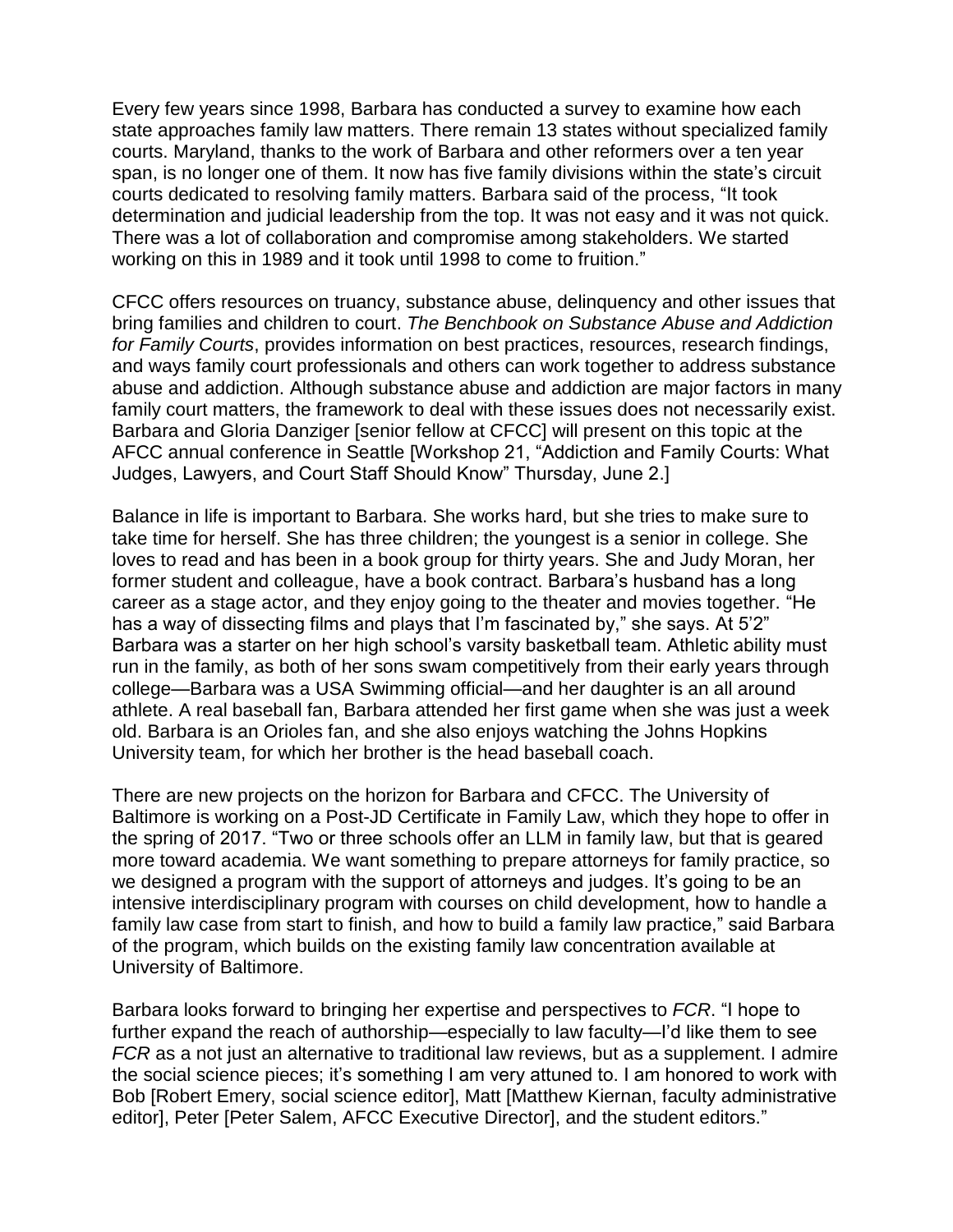Every few years since 1998, Barbara has conducted a survey to examine how each state approaches family law matters. There remain 13 states without specialized family courts. Maryland, thanks to the work of Barbara and other reformers over a ten year span, is no longer one of them. It now has five family divisions within the state's circuit courts dedicated to resolving family matters. Barbara said of the process, "It took determination and judicial leadership from the top. It was not easy and it was not quick. There was a lot of collaboration and compromise among stakeholders. We started working on this in 1989 and it took until 1998 to come to fruition."

CFCC offers resources on truancy, substance abuse, delinquency and other issues that bring families and children to court. *The Benchbook on Substance Abuse and Addiction for Family Courts*, provides information on best practices, resources, research findings, and ways family court professionals and others can work together to address substance abuse and addiction. Although substance abuse and addiction are major factors in many family court matters, the framework to deal with these issues does not necessarily exist. Barbara and Gloria Danziger [senior fellow at CFCC] will present on this topic at the AFCC annual conference in Seattle [Workshop 21, "Addiction and Family Courts: What Judges, Lawyers, and Court Staff Should Know" Thursday, June 2.]

Balance in life is important to Barbara. She works hard, but she tries to make sure to take time for herself. She has three children; the youngest is a senior in college. She loves to read and has been in a book group for thirty years. She and Judy Moran, her former student and colleague, have a book contract. Barbara's husband has a long career as a stage actor, and they enjoy going to the theater and movies together. "He has a way of dissecting films and plays that I'm fascinated by," she says. At 5'2" Barbara was a starter on her high school's varsity basketball team. Athletic ability must run in the family, as both of her sons swam competitively from their early years through college—Barbara was a USA Swimming official—and her daughter is an all around athlete. A real baseball fan, Barbara attended her first game when she was just a week old. Barbara is an Orioles fan, and she also enjoys watching the Johns Hopkins University team, for which her brother is the head baseball coach.

There are new projects on the horizon for Barbara and CFCC. The University of Baltimore is working on a Post-JD Certificate in Family Law, which they hope to offer in the spring of 2017. "Two or three schools offer an LLM in family law, but that is geared more toward academia. We want something to prepare attorneys for family practice, so we designed a program with the support of attorneys and judges. It's going to be an intensive interdisciplinary program with courses on child development, how to handle a family law case from start to finish, and how to build a family law practice," said Barbara of the program, which builds on the existing family law concentration available at University of Baltimore.

Barbara looks forward to bringing her expertise and perspectives to *FCR*. "I hope to further expand the reach of authorship—especially to law faculty—I'd like them to see *FCR* as a not just an alternative to traditional law reviews, but as a supplement. I admire the social science pieces; it's something I am very attuned to. I am honored to work with Bob [Robert Emery, social science editor], Matt [Matthew Kiernan, faculty administrative editor], Peter [Peter Salem, AFCC Executive Director], and the student editors."